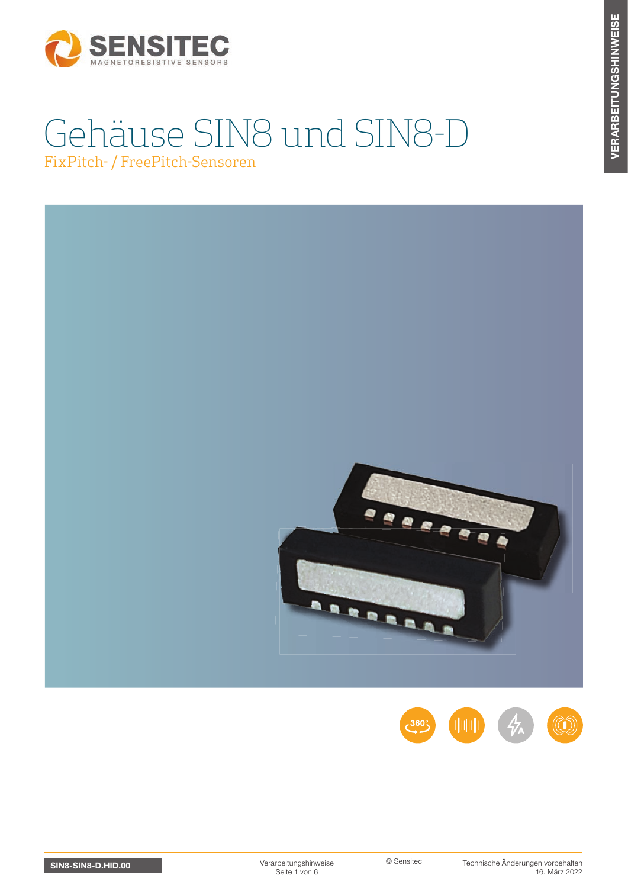# Gehäuse SIN8 und SIN8-D

## FixPitch- / FreePitch-Sensoren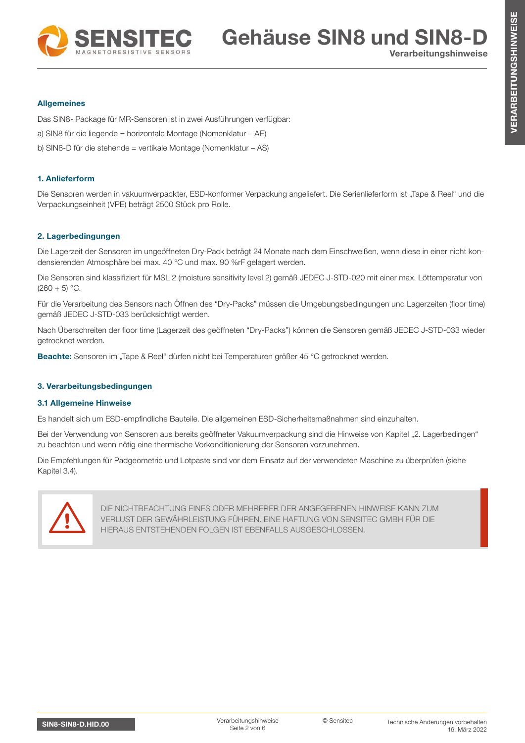### Allgemeines

Das SIN8- Package für MR-Sensoren ist in zwei Ausführungen verfügbar:

a) SIN8 für die liegende = horizontale Montage (Nomenklatur – AE)

b) SIN8-D für die stehende = vertikale Montage (Nomenklatur – AS)

### 1. Anlieferform

Die Sensoren werden in vakuumverpackter, ESD-konformer Verpackung angeliefert. Die Serienlieferform ist „Tape & Reel“ und die Verpackungseinheit (VPE) beträgt 2500 Stück pro Rolle.

### 2. Lagerbedingungen

Die Lagerzeit der Sensoren im ungeöffneten Dry-Pack beträgt 24 Monate nach dem Einschweißen, wenn diese in einer nicht kondensierenden Atmosphäre bei max. 40 °C und max. 90 %rF gelagert werden.

Die Sensoren sind klassifiziert für MSL 2 (moisture sensitivity level 2) gemäß JEDEC J-STD-020 mit einer max. Löttemperatur von (260 + 5) °C.

Für die Verarbeitung des Sensors nach Öffnen des “Dry-Packs” müssen die Umgebungsbedingungen und Lagerzeiten (floor time) gemäß JEDEC J-STD-033 berücksichtigt werden.

Nach Überschreiten der floor time (Lagerzeit des geöffneten “Dry-Packs”) können die Sensoren gemäß JEDEC J-STD-033 wieder getrocknet werden.

**Beachte:** Sensoren im „Tape & Reel“ dürfen nicht bei Temperaturen größer 45 °C getrocknet werden.

### 3. Verarbeitungsbedingungen

#### 3.1 Allgemeine Hinweise

Es handelt sich um ESD-empfindliche Bauteile. Die allgemeinen ESD-Sicherheitsmaßnahmen sind einzuhalten.

Bei der Verwendung von Sensoren aus bereits geöffneter Vakuumverpackung sind die Hinweise von Kapitel „2. Lagerbedingen“ zu beachten und wenn nötig eine thermische Vorkonditionierung der Sensoren vorzunehmen.

Die Empfehlungen für Padgeometrie und Lotpaste sind vor dem Einsatz auf der verwendeten Maschine zu überprüfen (siehe Kapitel 3.4).

DIE NICHTBEACHTUNG EINES ODER MEHRERER DER ANGEGEBENEN HINWEISE KANN ZUM VERLUST DER GEWÄHRLEISTUNG FÜHREN. EINE HAFTUNG VON SENSITEC GMBH FÜR DIE HIERAUS ENTSTEHENDEN FOLGEN IST EBENFALLS AUSGESCHLOSSEN.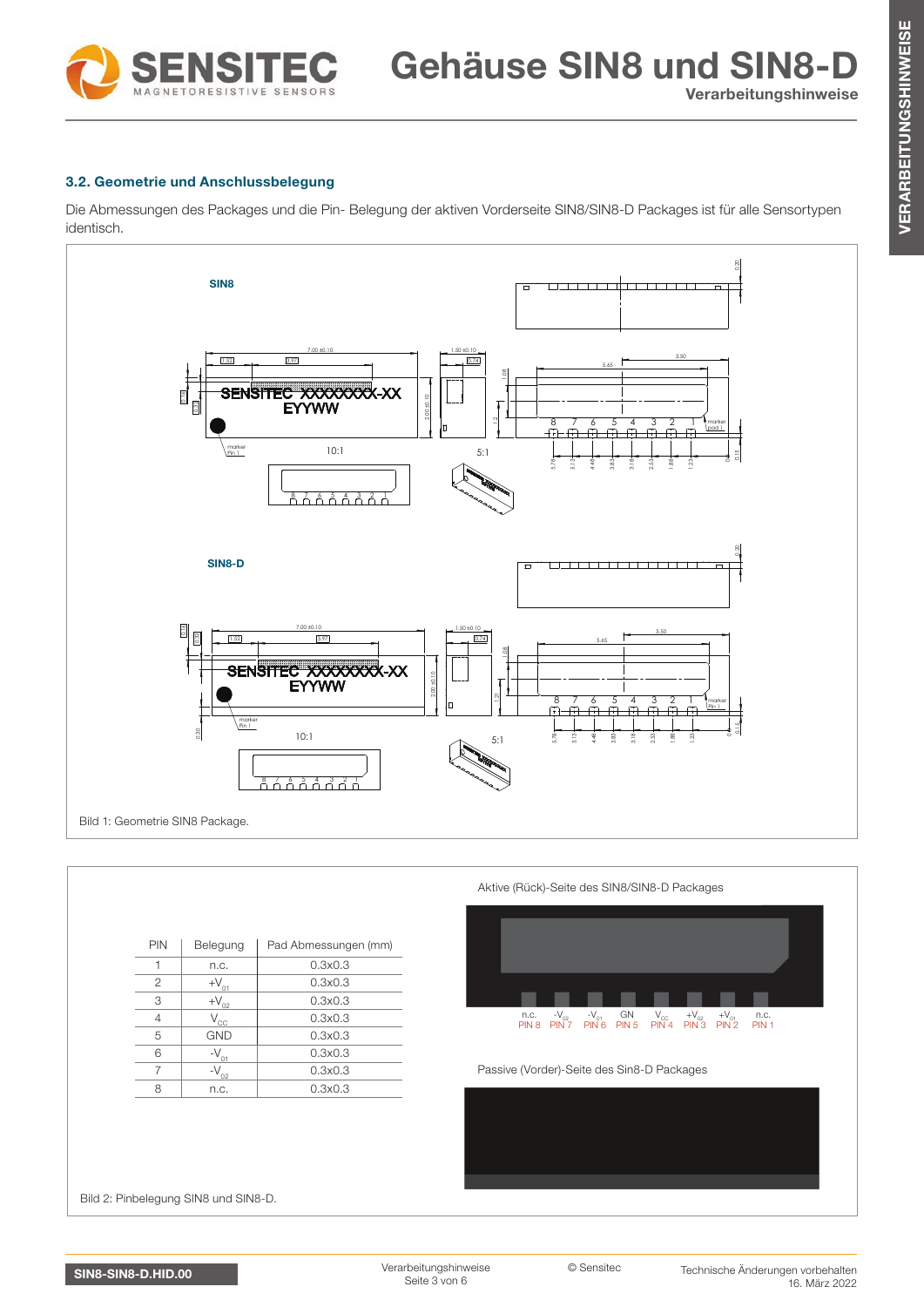## 3.2. Geometrie und Anschlussbelegung

Die Abmessungen des Packages und die Pin- Belegung der aktiven Vorderseite SIN8/SIN8-D Packages ist für alle Sensortypen identisch.

SIN8

SIN8-D

Bild 1: Geometrie SIN8 Package.

| PIN | Belegung | Pad Abmessungen (mm) |
|---|---|---|
| 1 | n.c. | 0.3x0.3 |
| 2 | $+V_{01}$ | 0.3x0.3 |
| 3 | $+V_{02}$ | 0.3x0.3 |
| 4 | $V_{CC}$ | 0.3x0.3 |
| 5 | GND | 0.3x0.3 |
| 6 | $-V_{01}$ | 0.3x0.3 |
| 7 | $-V_{02}$ | 0.3x0.3 |
| 8 | n.c. | 0.3x0.3 |

Aktive (Rück)-Seite des SIN8/SIN8-D Packages

n.c. PIN 8, $-V_{02}$ PIN 7, $-V_{01}$ PIN 6, GN PIN 5, $V_{CC}$ PIN 4, $+V_{02}$ PIN 3, $+V_{01}$ PIN 2, n.c. PIN 1

Passive (Vorder)-Seite des Sin8-D Packages

Bild 2: Pinbelegung SIN8 und SIN8-D.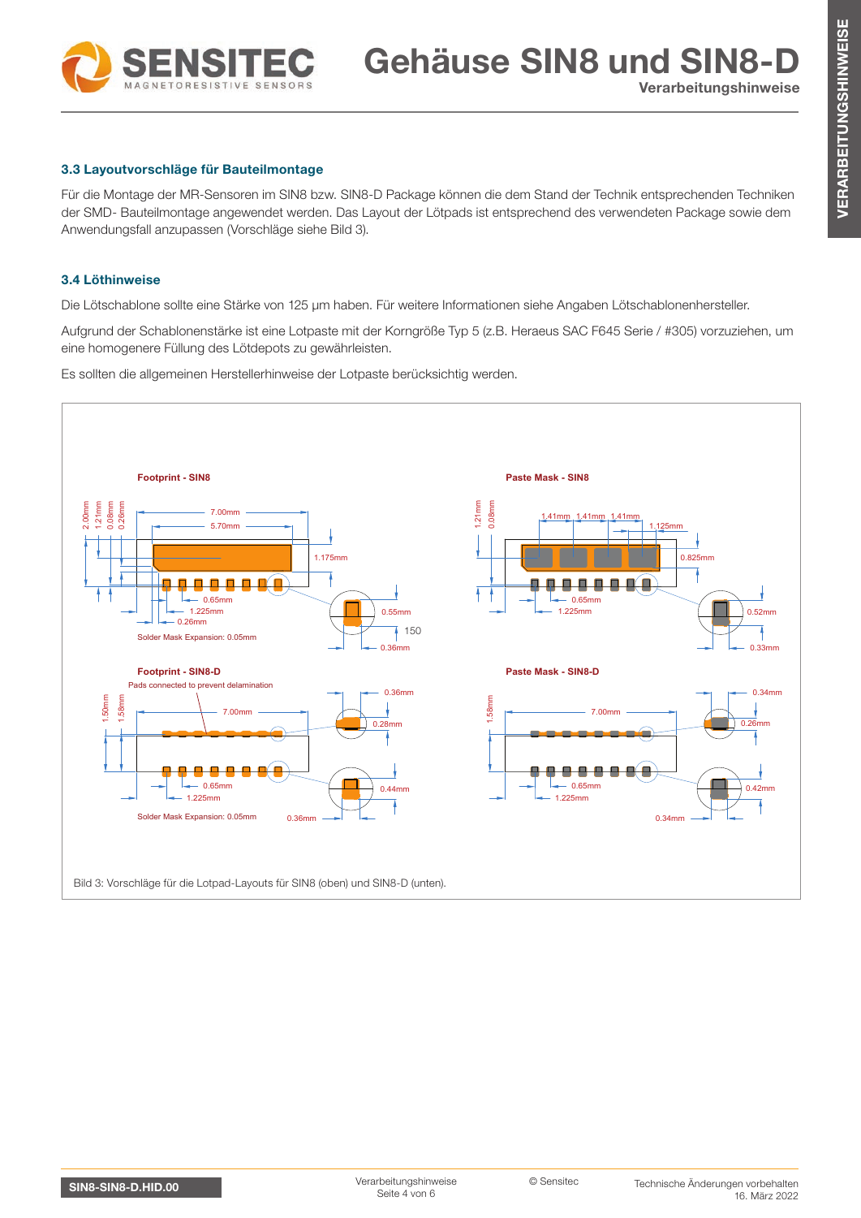## 3.3 Layoutvorschläge für Bauteilmontage

Für die Montage der MR-Sensoren im SIN8 bzw. SIN8-D Package können die dem Stand der Technik entsprechenden Techniken der SMD- Bauteilmontage angewendet werden. Das Layout der Lötpads ist entsprechend des verwendeten Package sowie dem Anwendungsfall anzupassen (Vorschläge siehe Bild 3).

## 3.4 Löthinweise

Die Lötschablone sollte eine Stärke von 125 µm haben. Für weitere Informationen siehe Angaben Lötschablonenhersteller.

Aufgrund der Schablonenstärke ist eine Lotpaste mit der Korngröße Typ 5 (z.B. Heraeus SAC F645 Serie / #305) vorzuziehen, um eine homogenere Füllung des Lötdepots zu gewährleisten.

Es sollten die allgemeinen Herstellerhinweise der Lotpaste berücksichtigt werden.

Footprint - SIN8

2.00mm
1.21mm
0.08mm
0.26mm
7.00mm
5.70mm
1.175mm
0.65mm
1.225mm
0.26mm
0.55mm
150
0.36mm
Solder Mask Expansion: 0.05mm

Paste Mask - SIN8

1.21mm
0.08mm
1.41mm
1.41mm
1.41mm
1.125mm
0.825mm
0.65mm
1.225mm
0.52mm
0.33mm

Footprint - SIN8-D

Pads connected to prevent delamination

1.50mm
1.58mm
7.00mm
0.36mm
0.28mm
0.65mm
1.225mm
0.44mm
Solder Mask Expansion: 0.05mm
0.36mm

Paste Mask - SIN8-D

1.58mm
7.00mm
0.34mm
0.26mm
0.65mm
1.225mm
0.42mm
0.34mm

Bild 3: Vorschläge für die Lotpad-Layouts für SIN8 (oben) und SIN8-D (unten).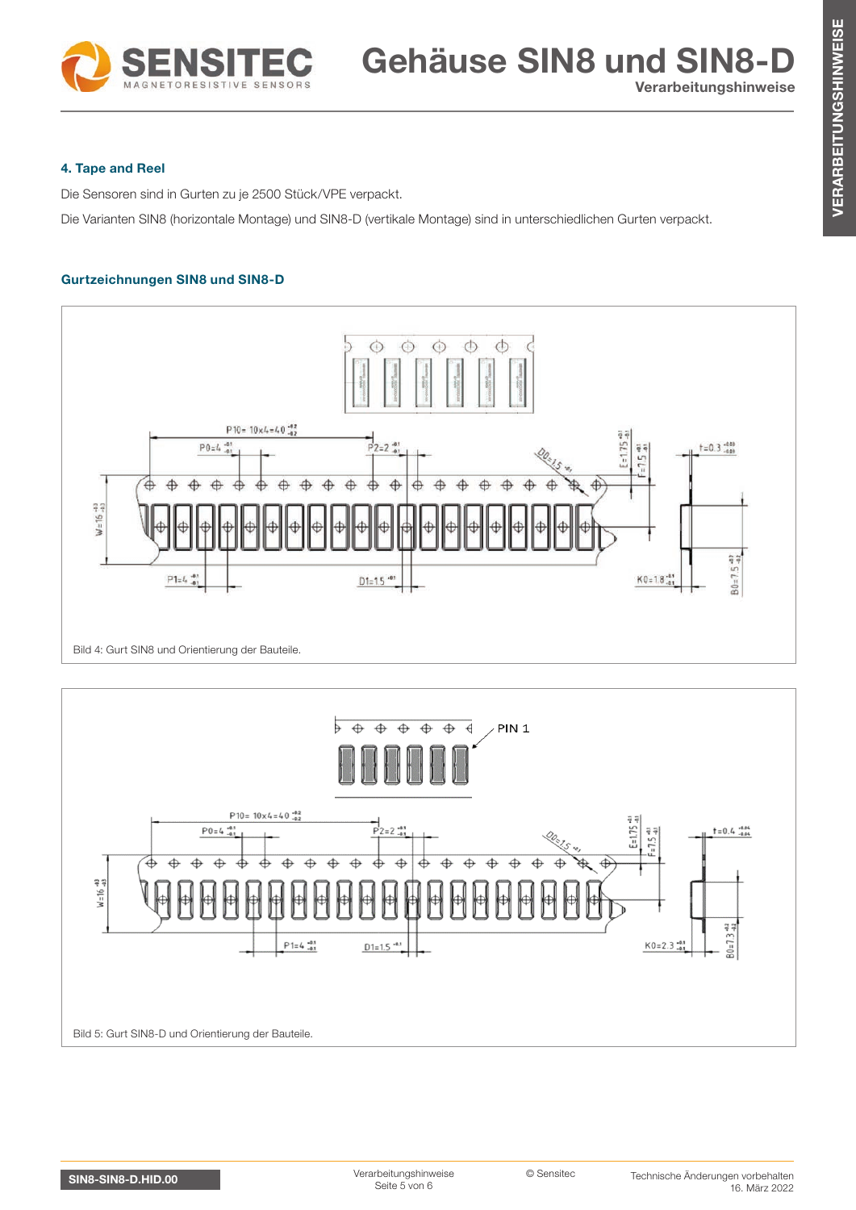## 4. Tape and Reel

Die Sensoren sind in Gurten zu je 2500 Stück/VPE verpackt.

Die Varianten SIN8 (horizontale Montage) und SIN8-D (vertikale Montage) sind in unterschiedlichen Gurten verpackt.

### Gurtzeichnungen SIN8 und SIN8-D

P10= 10x4=40
P0=4
P2=2
D0=1.5
E=1.75
F=7.5
t=0.3
W=16
P1=4
D1=1.5
K0=1.8
B0=7.5

Bild 4: Gurt SIN8 und Orientierung der Bauteile.

PIN 1
P10= 10x4=40
P0=4
P2=2
D0=1.5
E=1.75
F=7.5
t=0.4
W=16
P1=4
D1=1.5
K0=2.3
B0=7.3

Bild 5: Gurt SIN8-D und Orientierung der Bauteile.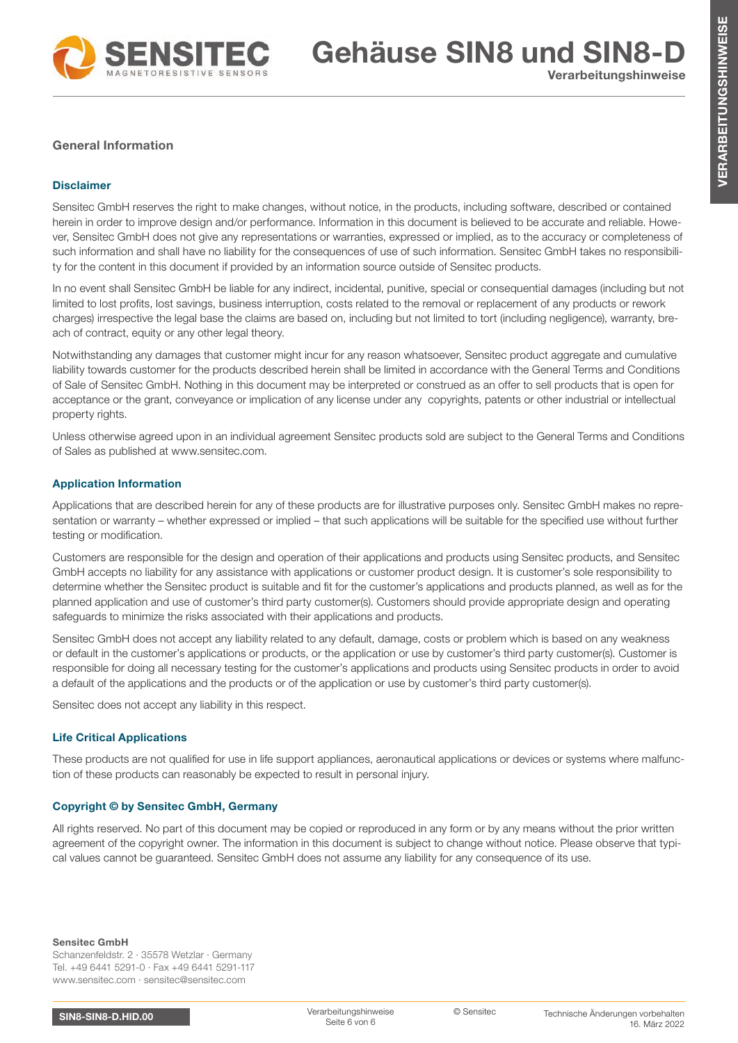## General Information

### Disclaimer

Sensitec GmbH reserves the right to make changes, without notice, in the products, including software, described or contained herein in order to improve design and/or performance. Information in this document is believed to be accurate and reliable. However, Sensitec GmbH does not give any representations or warranties, expressed or implied, as to the accuracy or completeness of such information and shall have no liability for the consequences of use of such information. Sensitec GmbH takes no responsibility for the content in this document if provided by an information source outside of Sensitec products.

In no event shall Sensitec GmbH be liable for any indirect, incidental, punitive, special or consequential damages (including but not limited to lost profits, lost savings, business interruption, costs related to the removal or replacement of any products or rework charges) irrespective the legal base the claims are based on, including but not limited to tort (including negligence), warranty, breach of contract, equity or any other legal theory.

Notwithstanding any damages that customer might incur for any reason whatsoever, Sensitec product aggregate and cumulative liability towards customer for the products described herein shall be limited in accordance with the General Terms and Conditions of Sale of Sensitec GmbH. Nothing in this document may be interpreted or construed as an offer to sell products that is open for acceptance or the grant, conveyance or implication of any license under any copyrights, patents or other industrial or intellectual property rights.

Unless otherwise agreed upon in an individual agreement Sensitec products sold are subject to the General Terms and Conditions of Sales as published at www.sensitec.com.

### Application Information

Applications that are described herein for any of these products are for illustrative purposes only. Sensitec GmbH makes no representation or warranty – whether expressed or implied – that such applications will be suitable for the specified use without further testing or modification.

Customers are responsible for the design and operation of their applications and products using Sensitec products, and Sensitec GmbH accepts no liability for any assistance with applications or customer product design. It is customer's sole responsibility to determine whether the Sensitec product is suitable and fit for the customer's applications and products planned, as well as for the planned application and use of customer's third party customer(s). Customers should provide appropriate design and operating safeguards to minimize the risks associated with their applications and products.

Sensitec GmbH does not accept any liability related to any default, damage, costs or problem which is based on any weakness or default in the customer's applications or products, or the application or use by customer's third party customer(s). Customer is responsible for doing all necessary testing for the customer's applications and products using Sensitec products in order to avoid a default of the applications and the products or of the application or use by customer's third party customer(s).

Sensitec does not accept any liability in this respect.

### Life Critical Applications

These products are not qualified for use in life support appliances, aeronautical applications or devices or systems where malfunction of these products can reasonably be expected to result in personal injury.

### Copyright © by Sensitec GmbH, Germany

All rights reserved. No part of this document may be copied or reproduced in any form or by any means without the prior written agreement of the copyright owner. The information in this document is subject to change without notice. Please observe that typical values cannot be guaranteed. Sensitec GmbH does not assume any liability for any consequence of its use.

**Sensitec GmbH**
Schanzenfeldstr. 2 · 35578 Wetzlar · Germany
Tel. +49 6441 5291-0 · Fax +49 6441 5291-117
www.sensitec.com · sensitec@sensitec.com